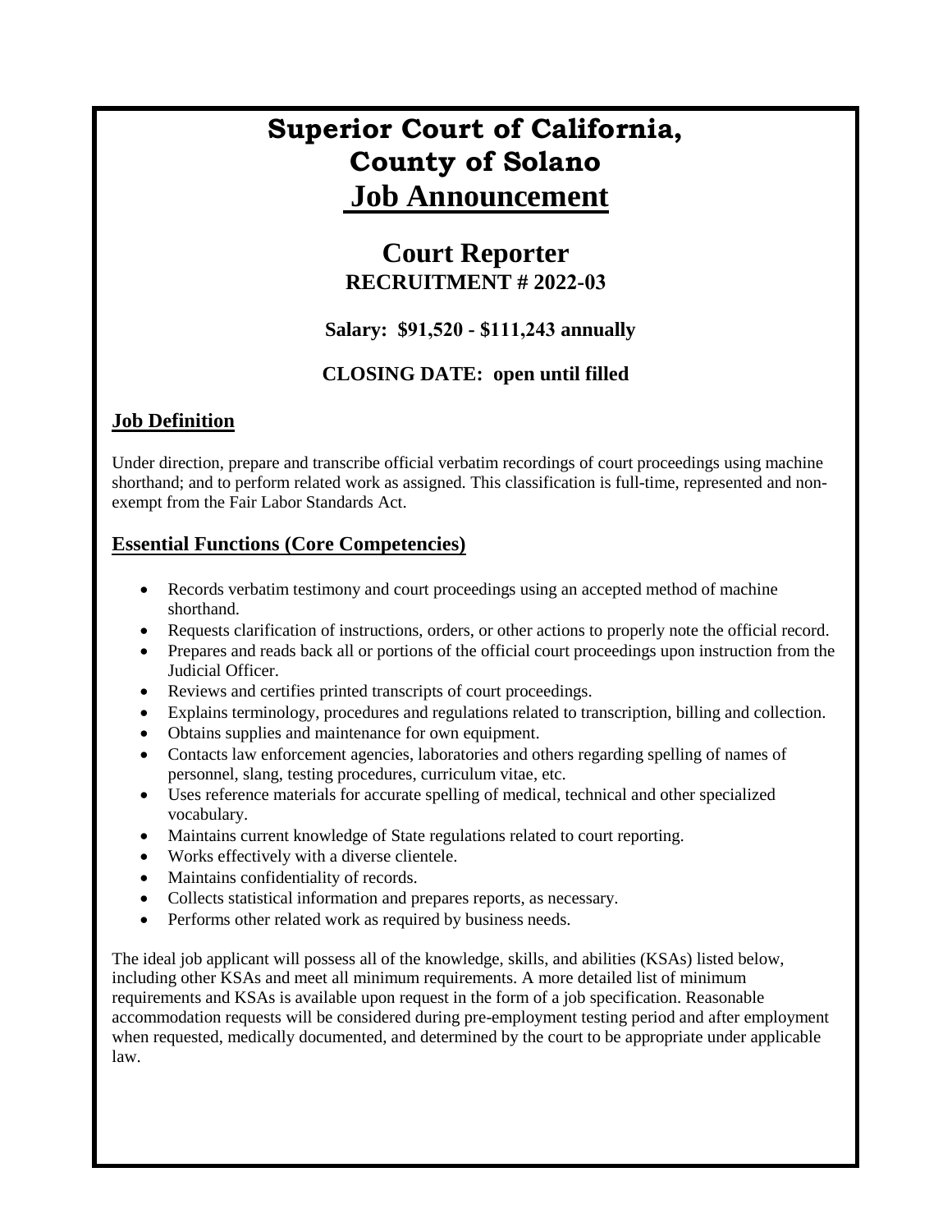# Superior Court of California, County of Solano

# Job Announcement

## Court Reporter

**RECRUITMENT # 2022-03**

**Salary: $91,520 - $111,243 annually**

**CLOSING DATE: open until filled**

### Job Definition

Under direction, prepare and transcribe official verbatim recordings of court proceedings using machine shorthand; and to perform related work as assigned. This classification is full-time, represented and non-exempt from the Fair Labor Standards Act.

### Essential Functions (Core Competencies)

- Records verbatim testimony and court proceedings using an accepted method of machine shorthand.
- Requests clarification of instructions, orders, or other actions to properly note the official record.
- Prepares and reads back all or portions of the official court proceedings upon instruction from the Judicial Officer.
- Reviews and certifies printed transcripts of court proceedings.
- Explains terminology, procedures and regulations related to transcription, billing and collection.
- Obtains supplies and maintenance for own equipment.
- Contacts law enforcement agencies, laboratories and others regarding spelling of names of personnel, slang, testing procedures, curriculum vitae, etc.
- Uses reference materials for accurate spelling of medical, technical and other specialized vocabulary.
- Maintains current knowledge of State regulations related to court reporting.
- Works effectively with a diverse clientele.
- Maintains confidentiality of records.
- Collects statistical information and prepares reports, as necessary.
- Performs other related work as required by business needs.

The ideal job applicant will possess all of the knowledge, skills, and abilities (KSAs) listed below, including other KSAs and meet all minimum requirements. A more detailed list of minimum requirements and KSAs is available upon request in the form of a job specification. Reasonable accommodation requests will be considered during pre-employment testing period and after employment when requested, medically documented, and determined by the court to be appropriate under applicable law.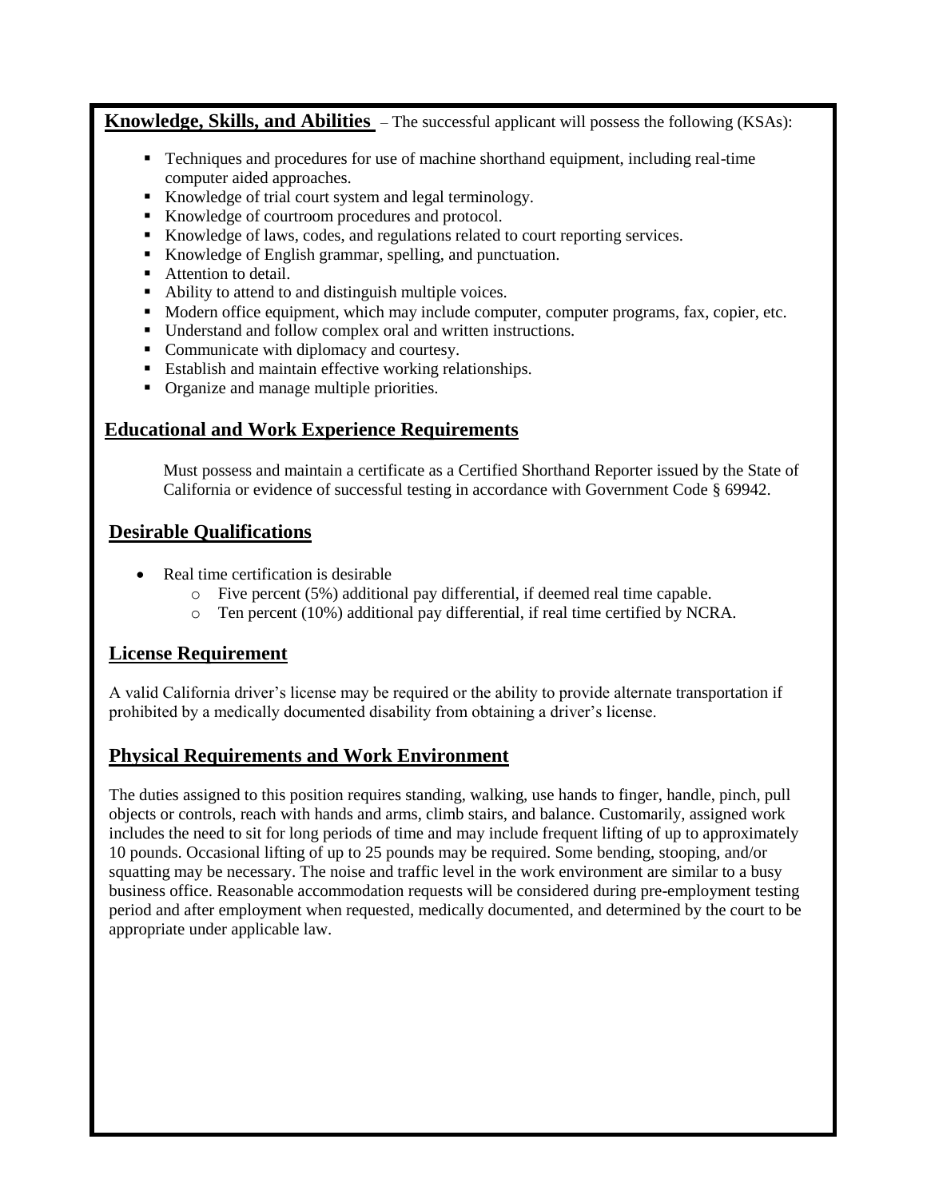**Knowledge, Skills, and Abilities** – The successful applicant will possess the following (KSAs):

- Techniques and procedures for use of machine shorthand equipment, including real-time computer aided approaches.
- Knowledge of trial court system and legal terminology.
- Knowledge of courtroom procedures and protocol.
- Knowledge of laws, codes, and regulations related to court reporting services.
- Knowledge of English grammar, spelling, and punctuation.
- Attention to detail.
- Ability to attend to and distinguish multiple voices.
- Modern office equipment, which may include computer, computer programs, fax, copier, etc.
- Understand and follow complex oral and written instructions.
- Communicate with diplomacy and courtesy.
- Establish and maintain effective working relationships.
- Organize and manage multiple priorities.

## Educational and Work Experience Requirements

Must possess and maintain a certificate as a Certified Shorthand Reporter issued by the State of California or evidence of successful testing in accordance with Government Code § 69942.

## Desirable Qualifications

- Real time certification is desirable
  - Five percent (5%) additional pay differential, if deemed real time capable.
  - Ten percent (10%) additional pay differential, if real time certified by NCRA.

## License Requirement

A valid California driver's license may be required or the ability to provide alternate transportation if prohibited by a medically documented disability from obtaining a driver's license.

## Physical Requirements and Work Environment

The duties assigned to this position requires standing, walking, use hands to finger, handle, pinch, pull objects or controls, reach with hands and arms, climb stairs, and balance. Customarily, assigned work includes the need to sit for long periods of time and may include frequent lifting of up to approximately 10 pounds. Occasional lifting of up to 25 pounds may be required. Some bending, stooping, and/or squatting may be necessary. The noise and traffic level in the work environment are similar to a busy business office. Reasonable accommodation requests will be considered during pre-employment testing period and after employment when requested, medically documented, and determined by the court to be appropriate under applicable law.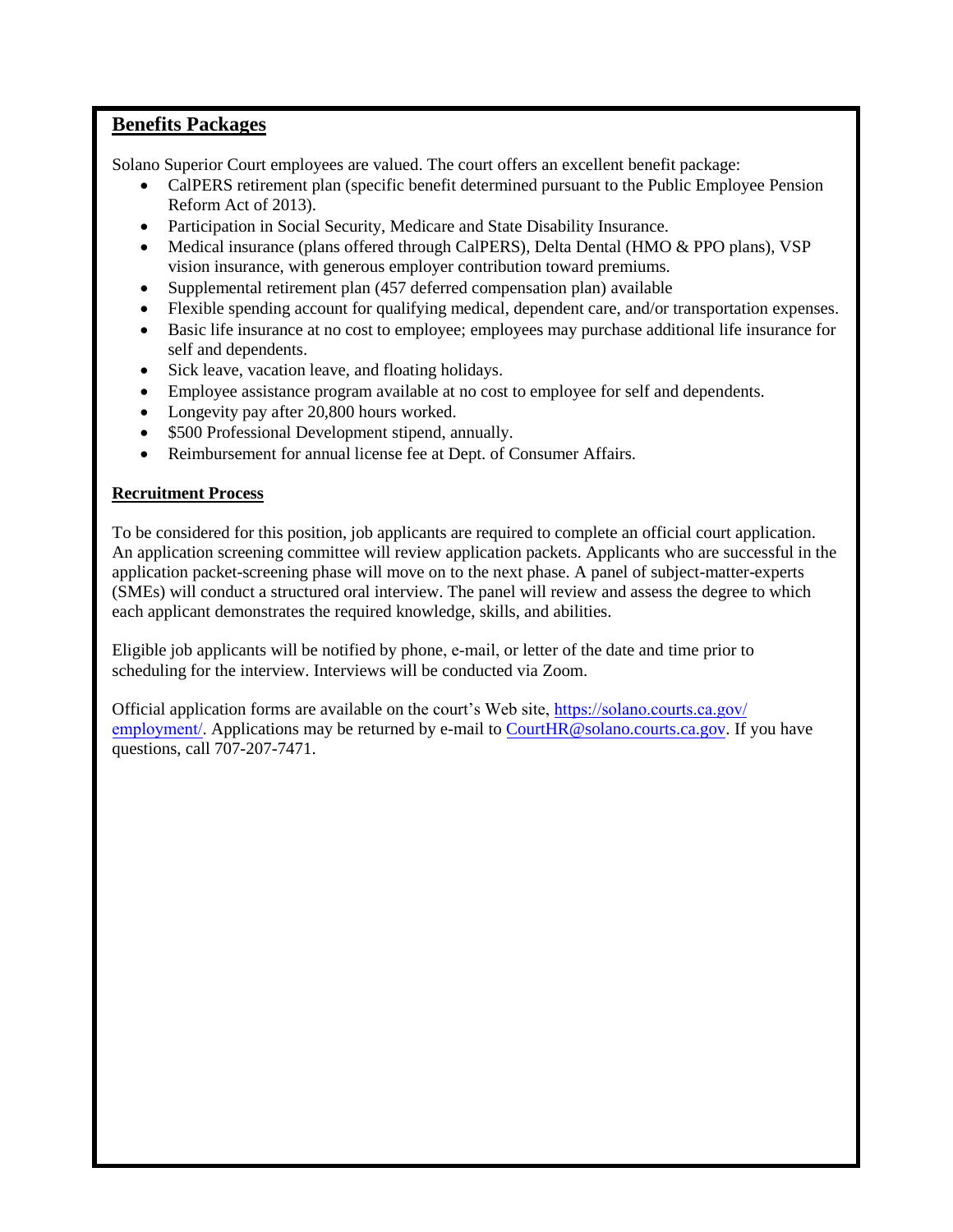## Benefits Packages

Solano Superior Court employees are valued. The court offers an excellent benefit package:

- CalPERS retirement plan (specific benefit determined pursuant to the Public Employee Pension Reform Act of 2013).
- Participation in Social Security, Medicare and State Disability Insurance.
- Medical insurance (plans offered through CalPERS), Delta Dental (HMO & PPO plans), VSP vision insurance, with generous employer contribution toward premiums.
- Supplemental retirement plan (457 deferred compensation plan) available
- Flexible spending account for qualifying medical, dependent care, and/or transportation expenses.
- Basic life insurance at no cost to employee; employees may purchase additional life insurance for self and dependents.
- Sick leave, vacation leave, and floating holidays.
- Employee assistance program available at no cost to employee for self and dependents.
- Longevity pay after 20,800 hours worked.
- $500 Professional Development stipend, annually.
- Reimbursement for annual license fee at Dept. of Consumer Affairs.

### Recruitment Process

To be considered for this position, job applicants are required to complete an official court application. An application screening committee will review application packets. Applicants who are successful in the application packet-screening phase will move on to the next phase. A panel of subject-matter-experts (SMEs) will conduct a structured oral interview. The panel will review and assess the degree to which each applicant demonstrates the required knowledge, skills, and abilities.

Eligible job applicants will be notified by phone, e-mail, or letter of the date and time prior to scheduling for the interview. Interviews will be conducted via Zoom.

Official application forms are available on the court's Web site, https://solano.courts.ca.gov/employment/. Applications may be returned by e-mail to CourtHR@solano.courts.ca.gov. If you have questions, call 707-207-7471.